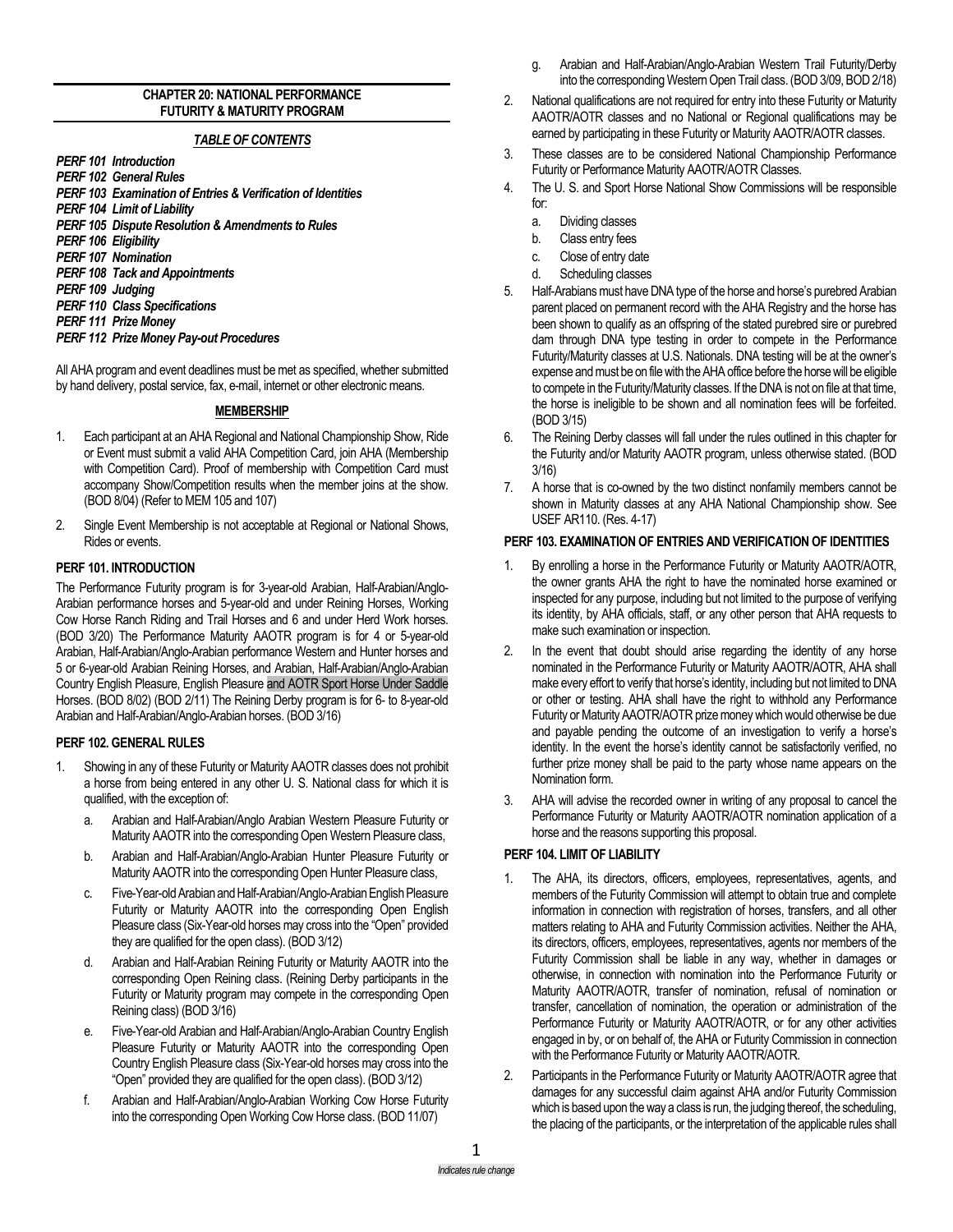## CHAPTER 20: NATIONAL PERFORMANCE FUTURITY & MATURITY PROGRAM

### *TABLE OF CONTENTS*

***PERF 101 Introduction***
***PERF 102 General Rules***
***PERF 103 Examination of Entries & Verification of Identities***
***PERF 104 Limit of Liability***
***PERF 105 Dispute Resolution & Amendments to Rules***
***PERF 106 Eligibility***
***PERF 107 Nomination***
***PERF 108 Tack and Appointments***
***PERF 109 Judging***
***PERF 110 Class Specifications***
***PERF 111 Prize Money***
***PERF 112 Prize Money Pay-out Procedures***

All AHA program and event deadlines must be met as specified, whether submitted by hand delivery, postal service, fax, e-mail, internet or other electronic means.

### MEMBERSHIP

1. Each participant at an AHA Regional and National Championship Show, Ride or Event must submit a valid AHA Competition Card, join AHA (Membership with Competition Card). Proof of membership with Competition Card must accompany Show/Competition results when the member joins at the show. (BOD 8/04) (Refer to MEM 105 and 107)
2. Single Event Membership is not acceptable at Regional or National Shows, Rides or events.

### PERF 101. INTRODUCTION

The Performance Futurity program is for 3-year-old Arabian, Half-Arabian/Anglo-Arabian performance horses and 5-year-old and under Reining Horses, Working Cow Horse Ranch Riding and Trail Horses and 6 and under Herd Work horses. (BOD 3/20) The Performance Maturity AAOTR program is for 4 or 5-year-old Arabian, Half-Arabian/Anglo-Arabian performance Western and Hunter horses and 5 or 6-year-old Arabian Reining Horses, and Arabian, Half-Arabian/Anglo-Arabian Country English Pleasure, English Pleasure and AOTR Sport Horse Under Saddle Horses. (BOD 8/02) (BOD 2/11) The Reining Derby program is for 6- to 8-year-old Arabian and Half-Arabian/Anglo-Arabian horses. (BOD 3/16)

### PERF 102. GENERAL RULES

1. Showing in any of these Futurity or Maturity AAOTR classes does not prohibit a horse from being entered in any other U. S. National class for which it is qualified, with the exception of:
   a. Arabian and Half-Arabian/Anglo Arabian Western Pleasure Futurity or Maturity AAOTR into the corresponding Open Western Pleasure class,
   b. Arabian and Half-Arabian/Anglo-Arabian Hunter Pleasure Futurity or Maturity AAOTR into the corresponding Open Hunter Pleasure class,
   c. Five-Year-old Arabian and Half-Arabian/Anglo-Arabian English Pleasure Futurity or Maturity AAOTR into the corresponding Open English Pleasure class (Six-Year-old horses may cross into the "Open" provided they are qualified for the open class). (BOD 3/12)
   d. Arabian and Half-Arabian Reining Futurity or Maturity AAOTR into the corresponding Open Reining class. (Reining Derby participants in the Futurity or Maturity program may compete in the corresponding Open Reining class) (BOD 3/16)
   e. Five-Year-old Arabian and Half-Arabian/Anglo-Arabian Country English Pleasure Futurity or Maturity AAOTR into the corresponding Open Country English Pleasure class (Six-Year-old horses may cross into the "Open" provided they are qualified for the open class). (BOD 3/12)
   f. Arabian and Half-Arabian/Anglo-Arabian Working Cow Horse Futurity into the corresponding Open Working Cow Horse class. (BOD 11/07)
   g. Arabian and Half-Arabian/Anglo-Arabian Western Trail Futurity/Derby into the corresponding Western Open Trail class. (BOD 3/09, BOD 2/18)
2. National qualifications are not required for entry into these Futurity or Maturity AAOTR/AOTR classes and no National or Regional qualifications may be earned by participating in these Futurity or Maturity AAOTR/AOTR classes.
3. These classes are to be considered National Championship Performance Futurity or Performance Maturity AAOTR/AOTR Classes.
4. The U. S. and Sport Horse National Show Commissions will be responsible for:
   a. Dividing classes
   b. Class entry fees
   c. Close of entry date
   d. Scheduling classes
5. Half-Arabians must have DNA type of the horse and horse's purebred Arabian parent placed on permanent record with the AHA Registry and the horse has been shown to qualify as an offspring of the stated purebred sire or purebred dam through DNA type testing in order to compete in the Performance Futurity/Maturity classes at U.S. Nationals. DNA testing will be at the owner's expense and must be on file with the AHA office before the horse will be eligible to compete in the Futurity/Maturity classes. If the DNA is not on file at that time, the horse is ineligible to be shown and all nomination fees will be forfeited. (BOD 3/15)
6. The Reining Derby classes will fall under the rules outlined in this chapter for the Futurity and/or Maturity AAOTR program, unless otherwise stated. (BOD 3/16)
7. A horse that is co-owned by the two distinct nonfamily members cannot be shown in Maturity classes at any AHA National Championship show. See USEF AR110. (Res. 4-17)

### PERF 103. EXAMINATION OF ENTRIES AND VERIFICATION OF IDENTITIES

1. By enrolling a horse in the Performance Futurity or Maturity AAOTR/AOTR, the owner grants AHA the right to have the nominated horse examined or inspected for any purpose, including but not limited to the purpose of verifying its identity, by AHA officials, staff, or any other person that AHA requests to make such examination or inspection.
2. In the event that doubt should arise regarding the identity of any horse nominated in the Performance Futurity or Maturity AAOTR/AOTR, AHA shall make every effort to verify that horse's identity, including but not limited to DNA or other or testing. AHA shall have the right to withhold any Performance Futurity or Maturity AAOTR/AOTR prize money which would otherwise be due and payable pending the outcome of an investigation to verify a horse's identity. In the event the horse's identity cannot be satisfactorily verified, no further prize money shall be paid to the party whose name appears on the Nomination form.
3. AHA will advise the recorded owner in writing of any proposal to cancel the Performance Futurity or Maturity AAOTR/AOTR nomination application of a horse and the reasons supporting this proposal.

### PERF 104. LIMIT OF LIABILITY

1. The AHA, its directors, officers, employees, representatives, agents, and members of the Futurity Commission will attempt to obtain true and complete information in connection with registration of horses, transfers, and all other matters relating to AHA and Futurity Commission activities. Neither the AHA, its directors, officers, employees, representatives, agents nor members of the Futurity Commission shall be liable in any way, whether in damages or otherwise, in connection with nomination into the Performance Futurity or Maturity AAOTR/AOTR, transfer of nomination, refusal of nomination or transfer, cancellation of nomination, the operation or administration of the Performance Futurity or Maturity AAOTR/AOTR, or for any other activities engaged in by, or on behalf of, the AHA or Futurity Commission in connection with the Performance Futurity or Maturity AAOTR/AOTR.
2. Participants in the Performance Futurity or Maturity AAOTR/AOTR agree that damages for any successful claim against AHA and/or Futurity Commission which is based upon the way a class is run, the judging thereof, the scheduling, the placing of the participants, or the interpretation of the applicable rules shall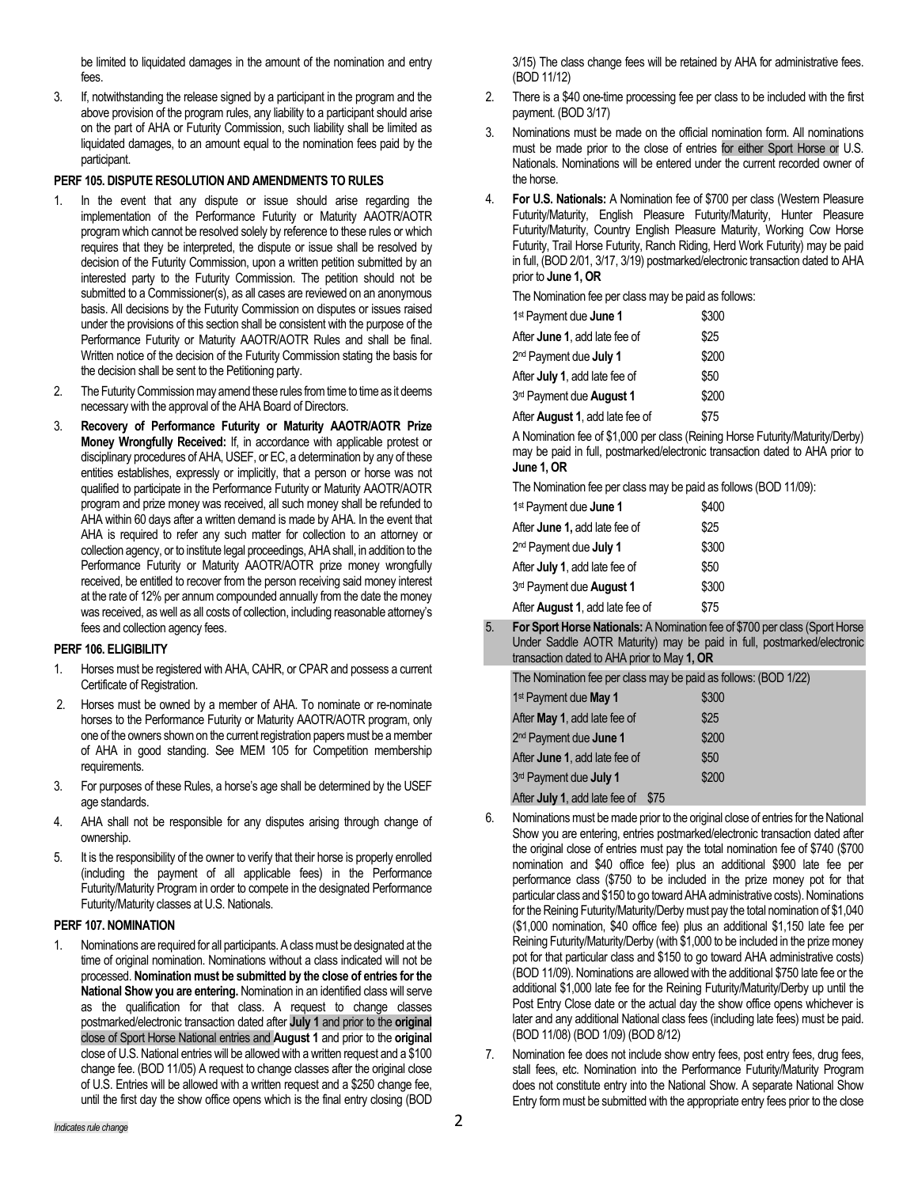be limited to liquidated damages in the amount of the nomination and entry fees.

3. If, notwithstanding the release signed by a participant in the program and the above provision of the program rules, any liability to a participant should arise on the part of AHA or Futurity Commission, such liability shall be limited as liquidated damages, to an amount equal to the nomination fees paid by the participant.

**PERF 105. DISPUTE RESOLUTION AND AMENDMENTS TO RULES**

1. In the event that any dispute or issue should arise regarding the implementation of the Performance Futurity or Maturity AAOTR/AOTR program which cannot be resolved solely by reference to these rules or which requires that they be interpreted, the dispute or issue shall be resolved by decision of the Futurity Commission, upon a written petition submitted by an interested party to the Futurity Commission. The petition should not be submitted to a Commissioner(s), as all cases are reviewed on an anonymous basis. All decisions by the Futurity Commission on disputes or issues raised under the provisions of this section shall be consistent with the purpose of the Performance Futurity or Maturity AAOTR/AOTR Rules and shall be final. Written notice of the decision of the Futurity Commission stating the basis for the decision shall be sent to the Petitioning party.
2. The Futurity Commission may amend these rules from time to time as it deems necessary with the approval of the AHA Board of Directors.
3. **Recovery of Performance Futurity or Maturity AAOTR/AOTR Prize Money Wrongfully Received:** If, in accordance with applicable protest or disciplinary procedures of AHA, USEF, or EC, a determination by any of these entities establishes, expressly or implicitly, that a person or horse was not qualified to participate in the Performance Futurity or Maturity AAOTR/AOTR program and prize money was received, all such money shall be refunded to AHA within 60 days after a written demand is made by AHA. In the event that AHA is required to refer any such matter for collection to an attorney or collection agency, or to institute legal proceedings, AHA shall, in addition to the Performance Futurity or Maturity AAOTR/AOTR prize money wrongfully received, be entitled to recover from the person receiving said money interest at the rate of 12% per annum compounded annually from the date the money was received, as well as all costs of collection, including reasonable attorney's fees and collection agency fees.

**PERF 106. ELIGIBILITY**

1. Horses must be registered with AHA, CAHR, or CPAR and possess a current Certificate of Registration.
2. Horses must be owned by a member of AHA. To nominate or re-nominate horses to the Performance Futurity or Maturity AAOTR/AOTR program, only one of the owners shown on the current registration papers must be a member of AHA in good standing. See MEM 105 for Competition membership requirements.
3. For purposes of these Rules, a horse's age shall be determined by the USEF age standards.
4. AHA shall not be responsible for any disputes arising through change of ownership.
5. It is the responsibility of the owner to verify that their horse is properly enrolled (including the payment of all applicable fees) in the Performance Futurity/Maturity Program in order to compete in the designated Performance Futurity/Maturity classes at U.S. Nationals.

**PERF 107. NOMINATION**

1. Nominations are required for all participants. A class must be designated at the time of original nomination. Nominations without a class indicated will not be processed. **Nomination must be submitted by the close of entries for the National Show you are entering.** Nomination in an identified class will serve as the qualification for that class. A request to change classes postmarked/electronic transaction dated after **July 1** and prior to the **original** close of Sport Horse National entries and **August 1** and prior to the **original** close of U.S. National entries will be allowed with a written request and a $100 change fee. (BOD 11/05) A request to change classes after the original close of U.S. Entries will be allowed with a written request and a $250 change fee, until the first day the show office opens which is the final entry closing (BOD 3/15) The class change fees will be retained by AHA for administrative fees. (BOD 11/12)
2. There is a $40 one-time processing fee per class to be included with the first payment. (BOD 3/17)
3. Nominations must be made on the official nomination form. All nominations must be made prior to the close of entries for either Sport Horse or U.S. Nationals. Nominations will be entered under the current recorded owner of the horse.
4. **For U.S. Nationals:** A Nomination fee of $700 per class (Western Pleasure Futurity/Maturity, English Pleasure Futurity/Maturity, Hunter Pleasure Futurity/Maturity, Country English Pleasure Maturity, Working Cow Horse Futurity, Trail Horse Futurity, Ranch Riding, Herd Work Futurity) may be paid in full, (BOD 2/01, 3/17, 3/19) postmarked/electronic transaction dated to AHA prior to **June 1, OR**

   The Nomination fee per class may be paid as follows:

   | | |
   |---|---|
   | 1st Payment due **June 1** | $300 |
   | After **June 1**, add late fee of | $25 |
   | 2nd Payment due **July 1** | $200 |
   | After **July 1**, add late fee of | $50 |
   | 3rd Payment due **August 1** | $200 |
   | After **August 1**, add late fee of | $75 |

   A Nomination fee of $1,000 per class (Reining Horse Futurity/Maturity/Derby) may be paid in full, postmarked/electronic transaction dated to AHA prior to **June 1, OR**

   The Nomination fee per class may be paid as follows (BOD 11/09):

   | | |
   |---|---|
   | 1st Payment due **June 1** | $400 |
   | After **June 1,** add late fee of | $25 |
   | 2nd Payment due **July 1** | $300 |
   | After **July 1**, add late fee of | $50 |
   | 3rd Payment due **August 1** | $300 |
   | After **August 1**, add late fee of | $75 |

5. **For Sport Horse Nationals:** A Nomination fee of $700 per class (Sport Horse Under Saddle AOTR Maturity) may be paid in full, postmarked/electronic transaction dated to AHA prior to May **1, OR**

   The Nomination fee per class may be paid as follows: (BOD 1/22)

   | | |
   |---|---|
   | 1st Payment due **May 1** | $300 |
   | After **May 1**, add late fee of | $25 |
   | 2nd Payment due **June 1** | $200 |
   | After **June 1**, add late fee of | $50 |
   | 3rd Payment due **July 1** | $200 |
   | After **July 1**, add late fee of | $75 |

6. Nominations must be made prior to the original close of entries for the National Show you are entering, entries postmarked/electronic transaction dated after the original close of entries must pay the total nomination fee of $740 ($700 nomination and $40 office fee) plus an additional $900 late fee per performance class ($750 to be included in the prize money pot for that particular class and $150 to go toward AHA administrative costs). Nominations for the Reining Futurity/Maturity/Derby must pay the total nomination of $1,040 ($1,000 nomination, $40 office fee) plus an additional $1,150 late fee per Reining Futurity/Maturity/Derby (with $1,000 to be included in the prize money pot for that particular class and $150 to go toward AHA administrative costs) (BOD 11/09). Nominations are allowed with the additional $750 late fee or the additional $1,000 late fee for the Reining Futurity/Maturity/Derby up until the Post Entry Close date or the actual day the show office opens whichever is later and any additional National class fees (including late fees) must be paid. (BOD 11/08) (BOD 1/09) (BOD 8/12)
7. Nomination fee does not include show entry fees, post entry fees, drug fees, stall fees, etc. Nomination into the Performance Futurity/Maturity Program does not constitute entry into the National Show. A separate National Show Entry form must be submitted with the appropriate entry fees prior to the close

*Indicates rule change*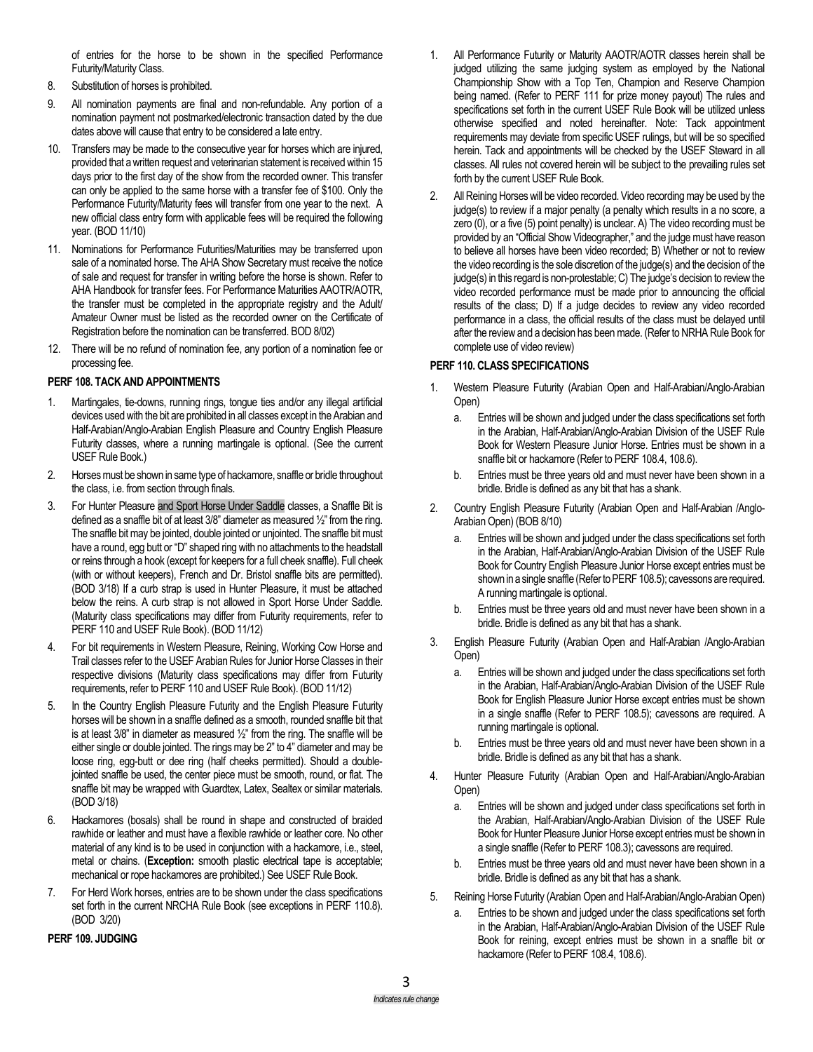of entries for the horse to be shown in the specified Performance Futurity/Maturity Class.

8. Substitution of horses is prohibited.
9. All nomination payments are final and non-refundable. Any portion of a nomination payment not postmarked/electronic transaction dated by the due dates above will cause that entry to be considered a late entry.
10. Transfers may be made to the consecutive year for horses which are injured, provided that a written request and veterinarian statement is received within 15 days prior to the first day of the show from the recorded owner. This transfer can only be applied to the same horse with a transfer fee of $100. Only the Performance Futurity/Maturity fees will transfer from one year to the next. A new official class entry form with applicable fees will be required the following year. (BOD 11/10)
11. Nominations for Performance Futurities/Maturities may be transferred upon sale of a nominated horse. The AHA Show Secretary must receive the notice of sale and request for transfer in writing before the horse is shown. Refer to AHA Handbook for transfer fees. For Performance Maturities AAOTR/AOTR, the transfer must be completed in the appropriate registry and the Adult/ Amateur Owner must be listed as the recorded owner on the Certificate of Registration before the nomination can be transferred. BOD 8/02)
12. There will be no refund of nomination fee, any portion of a nomination fee or processing fee.

**PERF 108. TACK AND APPOINTMENTS**

1. Martingales, tie-downs, running rings, tongue ties and/or any illegal artificial devices used with the bit are prohibited in all classes except in the Arabian and Half-Arabian/Anglo-Arabian English Pleasure and Country English Pleasure Futurity classes, where a running martingale is optional. (See the current USEF Rule Book.)
2. Horses must be shown in same type of hackamore, snaffle or bridle throughout the class, i.e. from section through finals.
3. For Hunter Pleasure and Sport Horse Under Saddle classes, a Snaffle Bit is defined as a snaffle bit of at least 3/8" diameter as measured ½" from the ring. The snaffle bit may be jointed, double jointed or unjointed. The snaffle bit must have a round, egg butt or "D" shaped ring with no attachments to the headstall or reins through a hook (except for keepers for a full cheek snaffle). Full cheek (with or without keepers), French and Dr. Bristol snaffle bits are permitted). (BOD 3/18) If a curb strap is used in Hunter Pleasure, it must be attached below the reins. A curb strap is not allowed in Sport Horse Under Saddle. (Maturity class specifications may differ from Futurity requirements, refer to PERF 110 and USEF Rule Book). (BOD 11/12)
4. For bit requirements in Western Pleasure, Reining, Working Cow Horse and Trail classes refer to the USEF Arabian Rules for Junior Horse Classes in their respective divisions (Maturity class specifications may differ from Futurity requirements, refer to PERF 110 and USEF Rule Book). (BOD 11/12)
5. In the Country English Pleasure Futurity and the English Pleasure Futurity horses will be shown in a snaffle defined as a smooth, rounded snaffle bit that is at least 3/8" in diameter as measured ½" from the ring. The snaffle will be either single or double jointed. The rings may be 2" to 4" diameter and may be loose ring, egg-butt or dee ring (half cheeks permitted). Should a double-jointed snaffle be used, the center piece must be smooth, round, or flat. The snaffle bit may be wrapped with Guardtex, Latex, Sealtex or similar materials. (BOD 3/18)
6. Hackamores (bosals) shall be round in shape and constructed of braided rawhide or leather and must have a flexible rawhide or leather core. No other material of any kind is to be used in conjunction with a hackamore, i.e., steel, metal or chains. (**Exception:** smooth plastic electrical tape is acceptable; mechanical or rope hackamores are prohibited.) See USEF Rule Book.
7. For Herd Work horses, entries are to be shown under the class specifications set forth in the current NRCHA Rule Book (see exceptions in PERF 110.8). (BOD 3/20)

**PERF 109. JUDGING**

1. All Performance Futurity or Maturity AAOTR/AOTR classes herein shall be judged utilizing the same judging system as employed by the National Championship Show with a Top Ten, Champion and Reserve Champion being named. (Refer to PERF 111 for prize money payout) The rules and specifications set forth in the current USEF Rule Book will be utilized unless otherwise specified and noted hereinafter. Note: Tack appointment requirements may deviate from specific USEF rulings, but will be so specified herein. Tack and appointments will be checked by the USEF Steward in all classes. All rules not covered herein will be subject to the prevailing rules set forth by the current USEF Rule Book.
2. All Reining Horses will be video recorded. Video recording may be used by the judge(s) to review if a major penalty (a penalty which results in a no score, a zero (0), or a five (5) point penalty) is unclear. A) The video recording must be provided by an "Official Show Videographer," and the judge must have reason to believe all horses have been video recorded; B) Whether or not to review the video recording is the sole discretion of the judge(s) and the decision of the judge(s) in this regard is non-protestable; C) The judge's decision to review the video recorded performance must be made prior to announcing the official results of the class; D) If a judge decides to review any video recorded performance in a class, the official results of the class must be delayed until after the review and a decision has been made. (Refer to NRHA Rule Book for complete use of video review)

**PERF 110. CLASS SPECIFICATIONS**

1. Western Pleasure Futurity (Arabian Open and Half-Arabian/Anglo-Arabian Open)
   a. Entries will be shown and judged under the class specifications set forth in the Arabian, Half-Arabian/Anglo-Arabian Division of the USEF Rule Book for Western Pleasure Junior Horse. Entries must be shown in a snaffle bit or hackamore (Refer to PERF 108.4, 108.6).
   b. Entries must be three years old and must never have been shown in a bridle. Bridle is defined as any bit that has a shank.
2. Country English Pleasure Futurity (Arabian Open and Half-Arabian /Anglo-Arabian Open) (BOB 8/10)
   a. Entries will be shown and judged under the class specifications set forth in the Arabian, Half-Arabian/Anglo-Arabian Division of the USEF Rule Book for Country English Pleasure Junior Horse except entries must be shown in a single snaffle (Refer to PERF 108.5); cavessons are required. A running martingale is optional.
   b. Entries must be three years old and must never have been shown in a bridle. Bridle is defined as any bit that has a shank.
3. English Pleasure Futurity (Arabian Open and Half-Arabian /Anglo-Arabian Open)
   a. Entries will be shown and judged under the class specifications set forth in the Arabian, Half-Arabian/Anglo-Arabian Division of the USEF Rule Book for English Pleasure Junior Horse except entries must be shown in a single snaffle (Refer to PERF 108.5); cavessons are required. A running martingale is optional.
   b. Entries must be three years old and must never have been shown in a bridle. Bridle is defined as any bit that has a shank.
4. Hunter Pleasure Futurity (Arabian Open and Half-Arabian/Anglo-Arabian Open)
   a. Entries will be shown and judged under class specifications set forth in the Arabian, Half-Arabian/Anglo-Arabian Division of the USEF Rule Book for Hunter Pleasure Junior Horse except entries must be shown in a single snaffle (Refer to PERF 108.3); cavessons are required.
   b. Entries must be three years old and must never have been shown in a bridle. Bridle is defined as any bit that has a shank.
5. Reining Horse Futurity (Arabian Open and Half-Arabian/Anglo-Arabian Open)
   a. Entries to be shown and judged under the class specifications set forth in the Arabian, Half-Arabian/Anglo-Arabian Division of the USEF Rule Book for reining, except entries must be shown in a snaffle bit or hackamore (Refer to PERF 108.4, 108.6).

*Indicates rule change*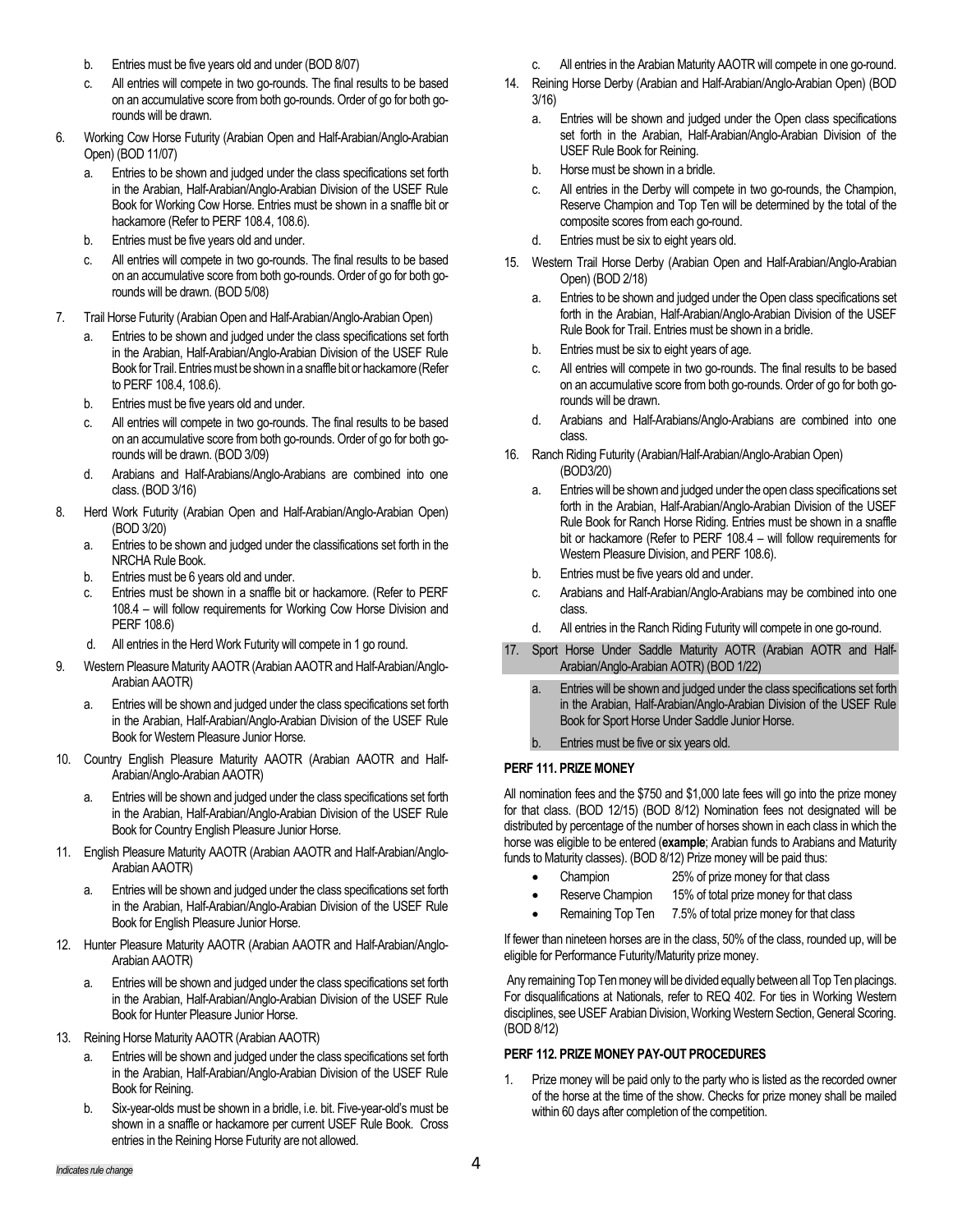b. Entries must be five years old and under (BOD 8/07)

c. All entries will compete in two go-rounds. The final results to be based on an accumulative score from both go-rounds. Order of go for both go-rounds will be drawn.

6. Working Cow Horse Futurity (Arabian Open and Half-Arabian/Anglo-Arabian Open) (BOD 11/07)

   a. Entries to be shown and judged under the class specifications set forth in the Arabian, Half-Arabian/Anglo-Arabian Division of the USEF Rule Book for Working Cow Horse. Entries must be shown in a snaffle bit or hackamore (Refer to PERF 108.4, 108.6).

   b. Entries must be five years old and under.

   c. All entries will compete in two go-rounds. The final results to be based on an accumulative score from both go-rounds. Order of go for both go-rounds will be drawn. (BOD 5/08)

7. Trail Horse Futurity (Arabian Open and Half-Arabian/Anglo-Arabian Open)

   a. Entries to be shown and judged under the class specifications set forth in the Arabian, Half-Arabian/Anglo-Arabian Division of the USEF Rule Book for Trail. Entries must be shown in a snaffle bit or hackamore (Refer to PERF 108.4, 108.6).

   b. Entries must be five years old and under.

   c. All entries will compete in two go-rounds. The final results to be based on an accumulative score from both go-rounds. Order of go for both go-rounds will be drawn. (BOD 3/09)

   d. Arabians and Half-Arabians/Anglo-Arabians are combined into one class. (BOD 3/16)

8. Herd Work Futurity (Arabian Open and Half-Arabian/Anglo-Arabian Open) (BOD 3/20)

   a. Entries to be shown and judged under the classifications set forth in the NRCHA Rule Book.

   b. Entries must be 6 years old and under.

   c. Entries must be shown in a snaffle bit or hackamore. (Refer to PERF 108.4 – will follow requirements for Working Cow Horse Division and PERF 108.6)

   d. All entries in the Herd Work Futurity will compete in 1 go round.

9. Western Pleasure Maturity AAOTR (Arabian AAOTR and Half-Arabian/Anglo-Arabian AAOTR)

   a. Entries will be shown and judged under the class specifications set forth in the Arabian, Half-Arabian/Anglo-Arabian Division of the USEF Rule Book for Western Pleasure Junior Horse.

10. Country English Pleasure Maturity AAOTR (Arabian AAOTR and Half-Arabian/Anglo-Arabian AAOTR)

    a. Entries will be shown and judged under the class specifications set forth in the Arabian, Half-Arabian/Anglo-Arabian Division of the USEF Rule Book for Country English Pleasure Junior Horse.

11. English Pleasure Maturity AAOTR (Arabian AAOTR and Half-Arabian/Anglo-Arabian AAOTR)

    a. Entries will be shown and judged under the class specifications set forth in the Arabian, Half-Arabian/Anglo-Arabian Division of the USEF Rule Book for English Pleasure Junior Horse.

12. Hunter Pleasure Maturity AAOTR (Arabian AAOTR and Half-Arabian/Anglo-Arabian AAOTR)

    a. Entries will be shown and judged under the class specifications set forth in the Arabian, Half-Arabian/Anglo-Arabian Division of the USEF Rule Book for Hunter Pleasure Junior Horse.

13. Reining Horse Maturity AAOTR (Arabian AAOTR)

    a. Entries will be shown and judged under the class specifications set forth in the Arabian, Half-Arabian/Anglo-Arabian Division of the USEF Rule Book for Reining.

    b. Six-year-olds must be shown in a bridle, i.e. bit. Five-year-old's must be shown in a snaffle or hackamore per current USEF Rule Book. Cross entries in the Reining Horse Futurity are not allowed.

    c. All entries in the Arabian Maturity AAOTR will compete in one go-round.

14. Reining Horse Derby (Arabian and Half-Arabian/Anglo-Arabian Open) (BOD 3/16)

    a. Entries will be shown and judged under the Open class specifications set forth in the Arabian, Half-Arabian/Anglo-Arabian Division of the USEF Rule Book for Reining.

    b. Horse must be shown in a bridle.

    c. All entries in the Derby will compete in two go-rounds, the Champion, Reserve Champion and Top Ten will be determined by the total of the composite scores from each go-round.

    d. Entries must be six to eight years old.

15. Western Trail Horse Derby (Arabian Open and Half-Arabian/Anglo-Arabian Open) (BOD 2/18)

    a. Entries to be shown and judged under the Open class specifications set forth in the Arabian, Half-Arabian/Anglo-Arabian Division of the USEF Rule Book for Trail. Entries must be shown in a bridle.

    b. Entries must be six to eight years of age.

    c. All entries will compete in two go-rounds. The final results to be based on an accumulative score from both go-rounds. Order of go for both go-rounds will be drawn.

    d. Arabians and Half-Arabians/Anglo-Arabians are combined into one class.

16. Ranch Riding Futurity (Arabian/Half-Arabian/Anglo-Arabian Open) (BOD3/20)

    a. Entries will be shown and judged under the open class specifications set forth in the Arabian, Half-Arabian/Anglo-Arabian Division of the USEF Rule Book for Ranch Horse Riding. Entries must be shown in a snaffle bit or hackamore (Refer to PERF 108.4 – will follow requirements for Western Pleasure Division, and PERF 108.6).

    b. Entries must be five years old and under.

    c. Arabians and Half-Arabian/Anglo-Arabians may be combined into one class.

    d. All entries in the Ranch Riding Futurity will compete in one go-round.

17. Sport Horse Under Saddle Maturity AOTR (Arabian AOTR and Half-Arabian/Anglo-Arabian AOTR) (BOD 1/22)

    a. Entries will be shown and judged under the class specifications set forth in the Arabian, Half-Arabian/Anglo-Arabian Division of the USEF Rule Book for Sport Horse Under Saddle Junior Horse.

    b. Entries must be five or six years old.

### PERF 111. PRIZE MONEY

All nomination fees and the $750 and $1,000 late fees will go into the prize money for that class. (BOD 12/15) (BOD 8/12) Nomination fees not designated will be distributed by percentage of the number of horses shown in each class in which the horse was eligible to be entered (**example**; Arabian funds to Arabians and Maturity funds to Maturity classes). (BOD 8/12) Prize money will be paid thus:

- Champion — 25% of prize money for that class
- Reserve Champion — 15% of total prize money for that class
- Remaining Top Ten — 7.5% of total prize money for that class

If fewer than nineteen horses are in the class, 50% of the class, rounded up, will be eligible for Performance Futurity/Maturity prize money.

Any remaining Top Ten money will be divided equally between all Top Ten placings. For disqualifications at Nationals, refer to REQ 402. For ties in Working Western disciplines, see USEF Arabian Division, Working Western Section, General Scoring. (BOD 8/12)

### PERF 112. PRIZE MONEY PAY-OUT PROCEDURES

1. Prize money will be paid only to the party who is listed as the recorded owner of the horse at the time of the show. Checks for prize money shall be mailed within 60 days after completion of the competition.

*Indicates rule change*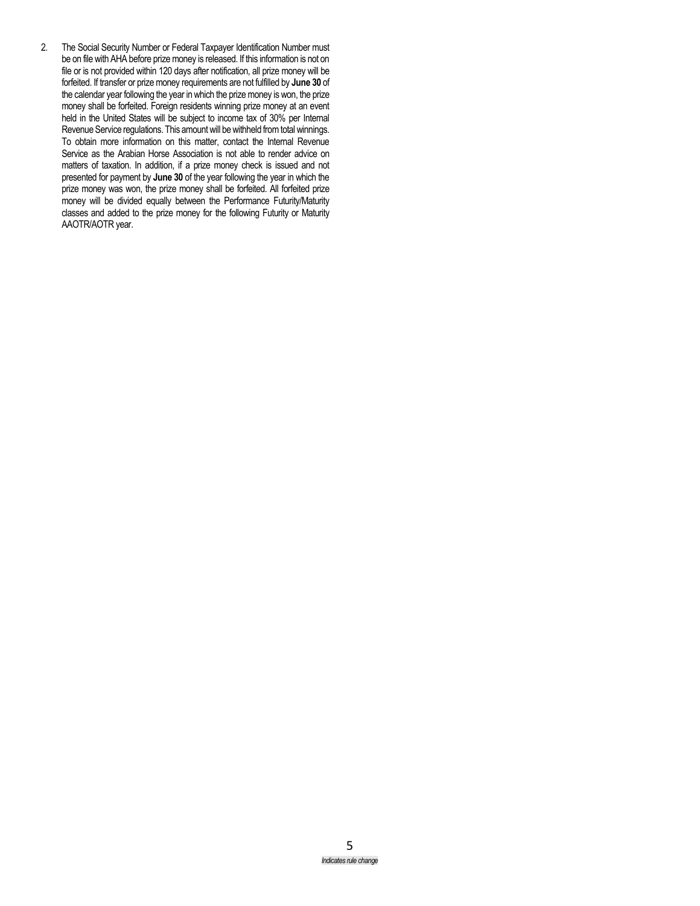2. The Social Security Number or Federal Taxpayer Identification Number must be on file with AHA before prize money is released. If this information is not on file or is not provided within 120 days after notification, all prize money will be forfeited. If transfer or prize money requirements are not fulfilled by **June 30** of the calendar year following the year in which the prize money is won, the prize money shall be forfeited. Foreign residents winning prize money at an event held in the United States will be subject to income tax of 30% per Internal Revenue Service regulations. This amount will be withheld from total winnings. To obtain more information on this matter, contact the Internal Revenue Service as the Arabian Horse Association is not able to render advice on matters of taxation. In addition, if a prize money check is issued and not presented for payment by **June 30** of the year following the year in which the prize money was won, the prize money shall be forfeited. All forfeited prize money will be divided equally between the Performance Futurity/Maturity classes and added to the prize money for the following Futurity or Maturity AAOTR/AOTR year.

*Indicates rule change*